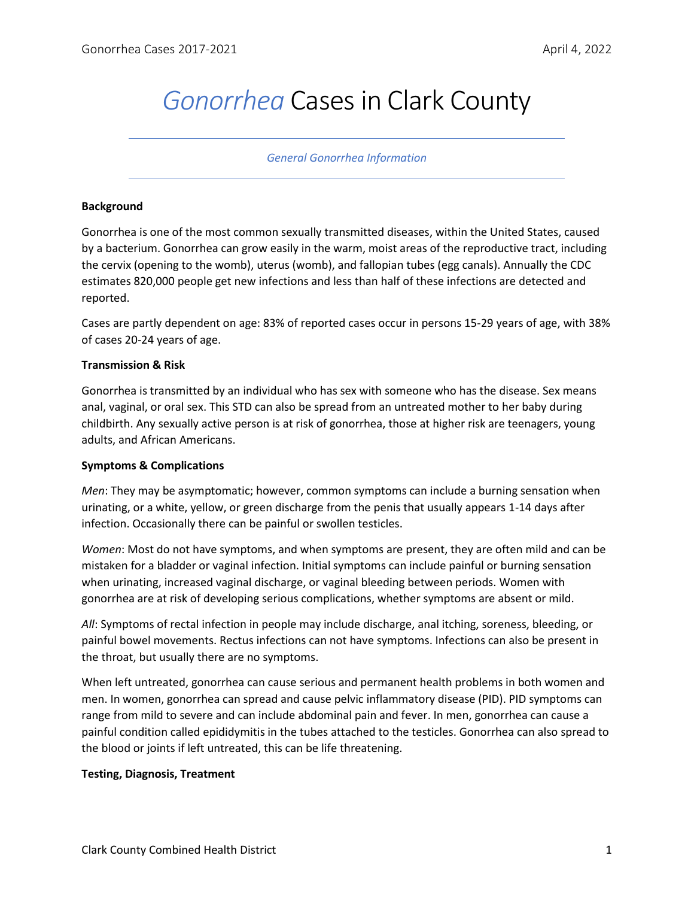# *Gonorrhea* Cases in Clark County

*General Gonorrhea Information*

**Background**

Gonorrhea is one of the most common sexually transmitted diseases, within the United States, caused by a bacterium. Gonorrhea can grow easily in the warm, moist areas of the reproductive tract, including the cervix (opening to the womb), uterus (womb), and fallopian tubes (egg canals). Annually the CDC estimates 820,000 people get new infections and less than half of these infections are detected and reported.

Cases are partly dependent on age: 83% of reported cases occur in persons 15-29 years of age, with 38% of cases 20-24 years of age.

**Transmission & Risk**

Gonorrhea is transmitted by an individual who has sex with someone who has the disease. Sex means anal, vaginal, or oral sex. This STD can also be spread from an untreated mother to her baby during childbirth. Any sexually active person is at risk of gonorrhea, those at higher risk are teenagers, young adults, and African Americans.

**Symptoms & Complications**

*Men*: They may be asymptomatic; however, common symptoms can include a burning sensation when urinating, or a white, yellow, or green discharge from the penis that usually appears 1-14 days after infection. Occasionally there can be painful or swollen testicles.

*Women*: Most do not have symptoms, and when symptoms are present, they are often mild and can be mistaken for a bladder or vaginal infection. Initial symptoms can include painful or burning sensation when urinating, increased vaginal discharge, or vaginal bleeding between periods. Women with gonorrhea are at risk of developing serious complications, whether symptoms are absent or mild.

*All*: Symptoms of rectal infection in people may include discharge, anal itching, soreness, bleeding, or painful bowel movements. Rectus infections can not have symptoms. Infections can also be present in the throat, but usually there are no symptoms.

When left untreated, gonorrhea can cause serious and permanent health problems in both women and men. In women, gonorrhea can spread and cause pelvic inflammatory disease (PID). PID symptoms can range from mild to severe and can include abdominal pain and fever. In men, gonorrhea can cause a painful condition called epididymitis in the tubes attached to the testicles. Gonorrhea can also spread to the blood or joints if left untreated, this can be life threatening.

**Testing, Diagnosis, Treatment**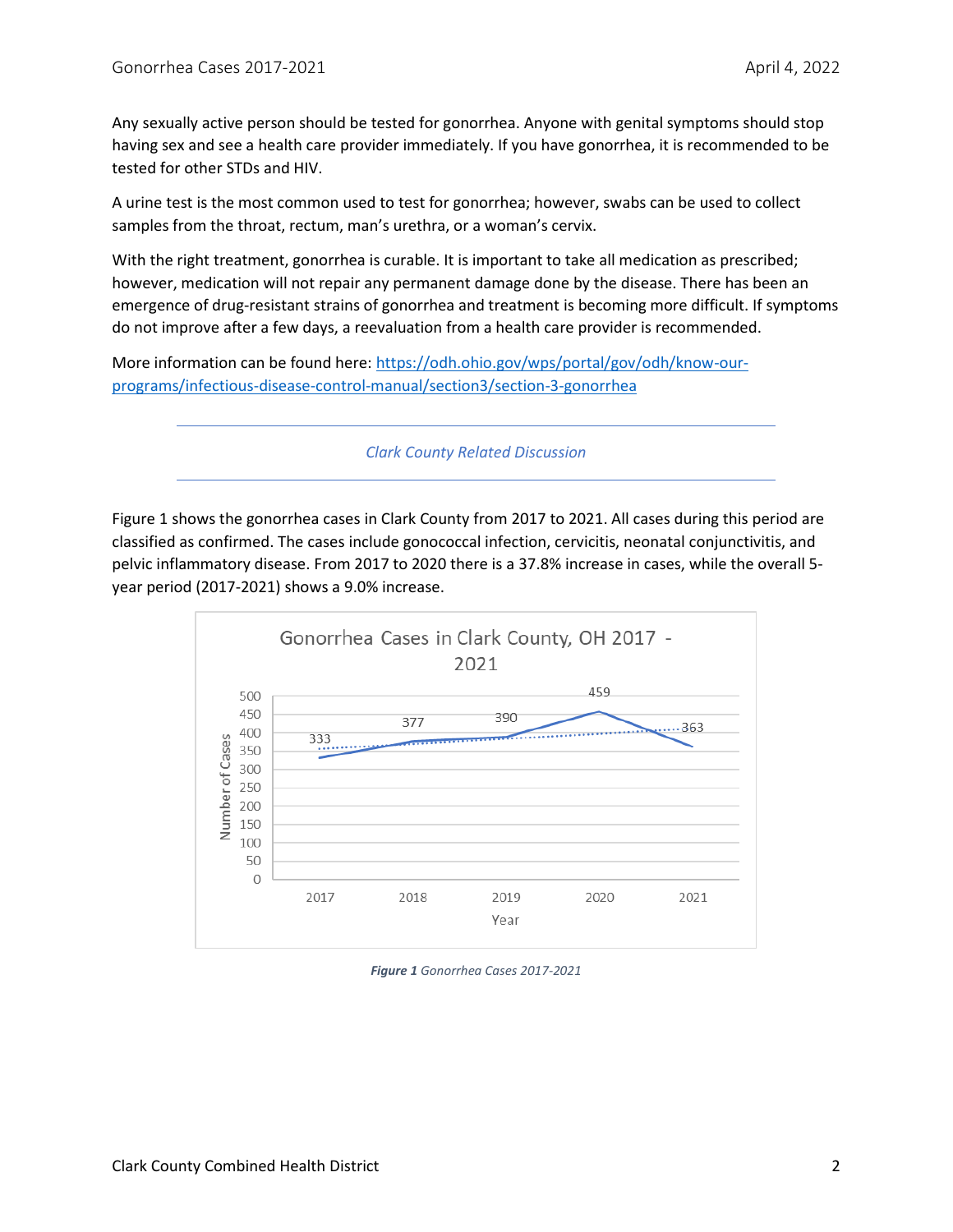Any sexually active person should be tested for gonorrhea. Anyone with genital symptoms should stop having sex and see a health care provider immediately. If you have gonorrhea, it is recommended to be tested for other STDs and HIV.

A urine test is the most common used to test for gonorrhea; however, swabs can be used to collect samples from the throat, rectum, man's urethra, or a woman's cervix.

With the right treatment, gonorrhea is curable. It is important to take all medication as prescribed; however, medication will not repair any permanent damage done by the disease. There has been an emergence of drug-resistant strains of gonorrhea and treatment is becoming more difficult. If symptoms do not improve after a few days, a reevaluation from a health care provider is recommended.

More information can be found here: [https://odh.ohio.gov/wps/portal/gov/odh/know-our-programs/infectious-disease-control-manual/section3/section-3-gonorrhea](https://odh.ohio.gov/wps/portal/gov/odh/know-our-programs/infectious-disease-control-manual/section3/section-3-gonorrhea)

---

## *Clark County Related Discussion*

---

Figure 1 shows the gonorrhea cases in Clark County from 2017 to 2021. All cases during this period are classified as confirmed. The cases include gonococcal infection, cervicitis, neonatal conjunctivitis, and pelvic inflammatory disease. From 2017 to 2020 there is a 37.8% increase in cases, while the overall 5-year period (2017-2021) shows a 9.0% increase.

**Gonorrhea Cases in Clark County, OH 2017 - 2021**

| Year | Number of Cases |
|---|---|
| 2017 | 333 |
| 2018 | 377 |
| 2019 | 390 |
| 2020 | 459 |
| 2021 | 363 |

***Figure 1*** *Gonorrhea Cases 2017-2021*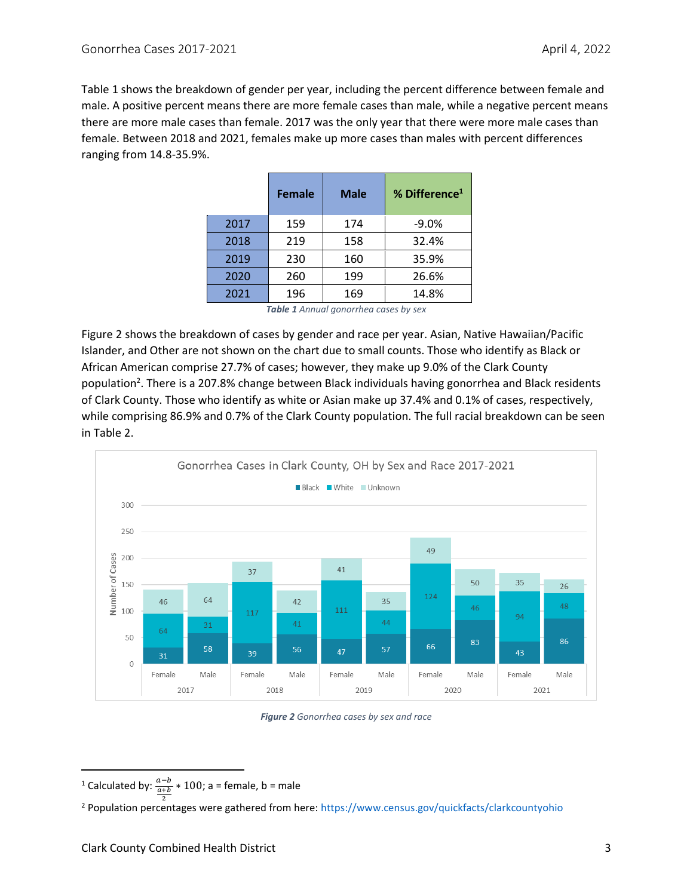Table 1 shows the breakdown of gender per year, including the percent difference between female and male. A positive percent means there are more female cases than male, while a negative percent means there are more male cases than female. 2017 was the only year that there were more male cases than female. Between 2018 and 2021, females make up more cases than males with percent differences ranging from 14.8-35.9%.

| | Female | Male | % Difference[1] |
|---|---|---|---|
| 2017 | 159 | 174 | -9.0% |
| 2018 | 219 | 158 | 32.4% |
| 2019 | 230 | 160 | 35.9% |
| 2020 | 260 | 199 | 26.6% |
| 2021 | 196 | 169 | 14.8% |

***Table 1** Annual gonorrhea cases by sex*

Figure 2 shows the breakdown of cases by gender and race per year. Asian, Native Hawaiian/Pacific Islander, and Other are not shown on the chart due to small counts. Those who identify as Black or African American comprise 27.7% of cases; however, they make up 9.0% of the Clark County population[2]. There is a 207.8% change between Black individuals having gonorrhea and Black residents of Clark County. Those who identify as white or Asian make up 37.4% and 0.1% of cases, respectively, while comprising 86.9% and 0.7% of the Clark County population. The full racial breakdown can be seen in Table 2.

Gonorrhea Cases in Clark County, OH by Sex and Race 2017-2021

| Year | Sex | Black | White | Unknown |
|---|---|---|---|---|
| 2017 | Female | 31 | 64 | 46 |
| 2017 | Male | 58 | 31 | 64 |
| 2018 | Female | 39 | 117 | 37 |
| 2018 | Male | 56 | 41 | 42 |
| 2019 | Female | 47 | 111 | 41 |
| 2019 | Male | 57 | 44 | 35 |
| 2020 | Female | 66 | 124 | 49 |
| 2020 | Male | 83 | 46 | 50 |
| 2021 | Female | 43 | 94 | 35 |
| 2021 | Male | 86 | 48 | 26 |

***Figure 2** Gonorrhea cases by sex and race*

---

[1] Calculated by: $\frac{a-b}{\frac{a+b}{2}} * 100$; a = female, b = male

[2] Population percentages were gathered from here: https://www.census.gov/quickfacts/clarkcountyohio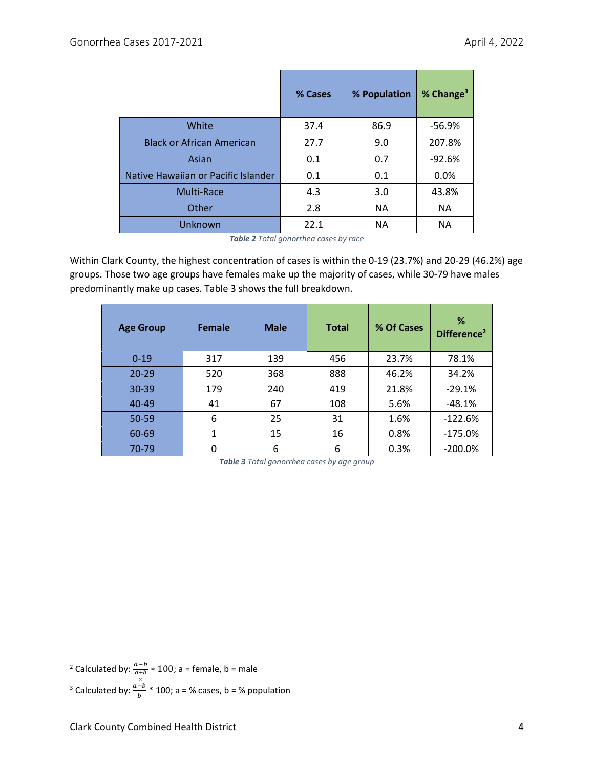| | % Cases | % Population | % Change[3] |
|---|---|---|---|
| White | 37.4 | 86.9 | -56.9% |
| Black or African American | 27.7 | 9.0 | 207.8% |
| Asian | 0.1 | 0.7 | -92.6% |
| Native Hawaiian or Pacific Islander | 0.1 | 0.1 | 0.0% |
| Multi-Race | 4.3 | 3.0 | 43.8% |
| Other | 2.8 | NA | NA |
| Unknown | 22.1 | NA | NA |

***Table 2** Total gonorrhea cases by race*

Within Clark County, the highest concentration of cases is within the 0-19 (23.7%) and 20-29 (46.2%) age groups. Those two age groups have females make up the majority of cases, while 30-79 have males predominantly make up cases. Table 3 shows the full breakdown.

| Age Group | Female | Male | Total | % Of Cases | % Difference[2] |
|---|---|---|---|---|---|
| 0-19 | 317 | 139 | 456 | 23.7% | 78.1% |
| 20-29 | 520 | 368 | 888 | 46.2% | 34.2% |
| 30-39 | 179 | 240 | 419 | 21.8% | -29.1% |
| 40-49 | 41 | 67 | 108 | 5.6% | -48.1% |
| 50-59 | 6 | 25 | 31 | 1.6% | -122.6% |
| 60-69 | 1 | 15 | 16 | 0.8% | -175.0% |
| 70-79 | 0 | 6 | 6 | 0.3% | -200.0% |

***Table 3** Total gonorrhea cases by age group*

---

[2] Calculated by: $\frac{a-b}{\frac{a+b}{2}} * 100$; a = female, b = male

[3] Calculated by: $\frac{a-b}{b} * 100$; a = % cases, b = % population